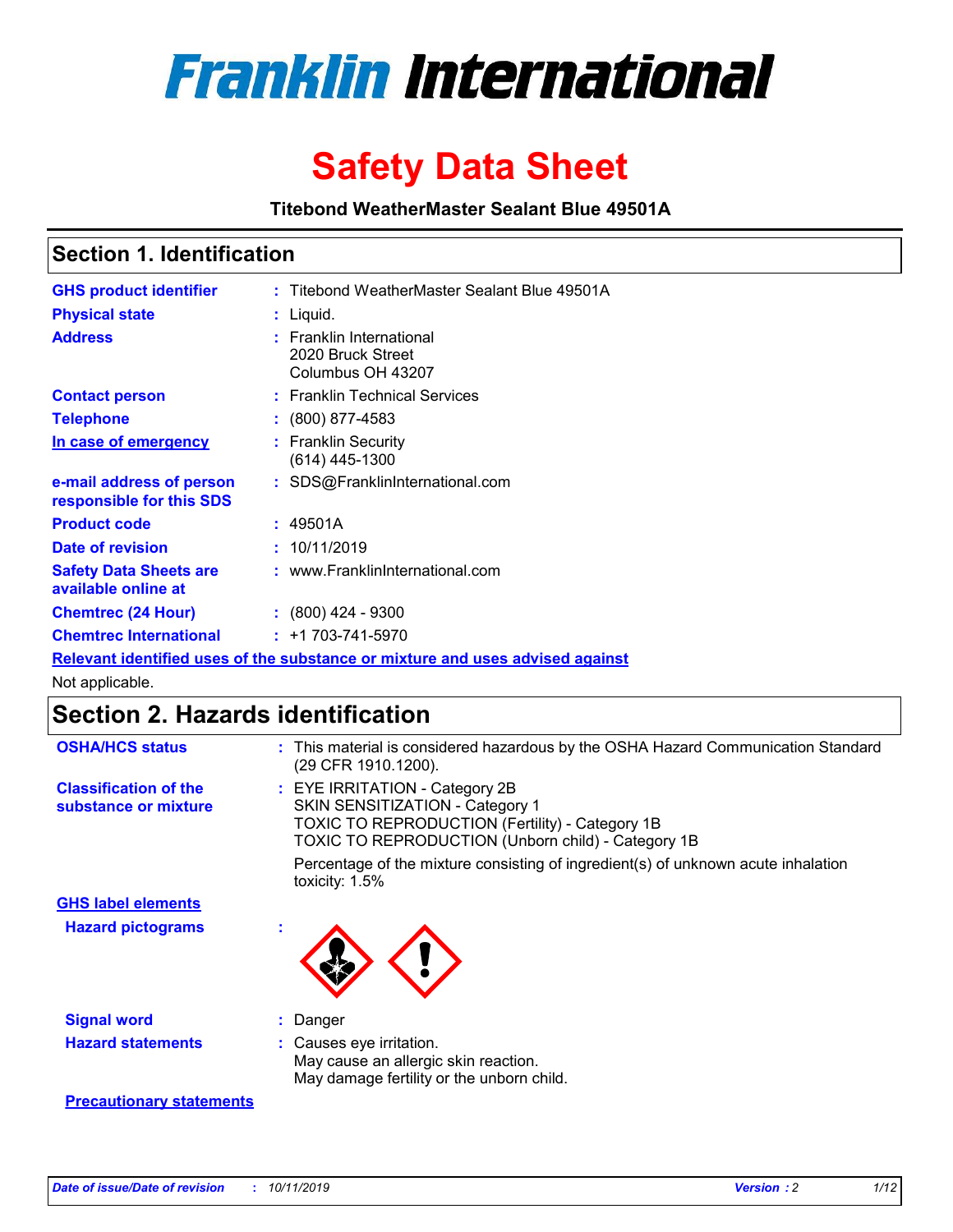# Franklin International

# Safety Data Sheet

**Titebond WeatherMaster Sealant Blue 49501A**

## Section 1. Identification

| | |
|---|---|
| **GHS product identifier** | : Titebond WeatherMaster Sealant Blue 49501A |
| **Physical state** | : Liquid. |
| **Address** | : Franklin International<br>2020 Bruck Street<br>Columbus OH 43207 |
| **Contact person** | : Franklin Technical Services |
| **Telephone** | : (800) 877-4583 |
| **In case of emergency** | : Franklin Security<br>(614) 445-1300 |
| **e-mail address of person responsible for this SDS** | : SDS@FranklinInternational.com |
| **Product code** | : 49501A |
| **Date of revision** | : 10/11/2019 |
| **Safety Data Sheets are available online at** | : www.FranklinInternational.com |
| **Chemtrec (24 Hour)** | : (800) 424 - 9300 |
| **Chemtrec International** | : +1 703-741-5970 |

**Relevant identified uses of the substance or mixture and uses advised against**

Not applicable.

## Section 2. Hazards identification

| | |
|---|---|
| **OSHA/HCS status** | : This material is considered hazardous by the OSHA Hazard Communication Standard (29 CFR 1910.1200). |
| **Classification of the substance or mixture** | : EYE IRRITATION - Category 2B<br>SKIN SENSITIZATION - Category 1<br>TOXIC TO REPRODUCTION (Fertility) - Category 1B<br>TOXIC TO REPRODUCTION (Unborn child) - Category 1B<br><br>Percentage of the mixture consisting of ingredient(s) of unknown acute inhalation toxicity: 1.5% |

**GHS label elements**

| | |
|---|---|
| **Hazard pictograms** | : |
| **Signal word** | : Danger |
| **Hazard statements** | : Causes eye irritation.<br>May cause an allergic skin reaction.<br>May damage fertility or the unborn child. |

**Precautionary statements**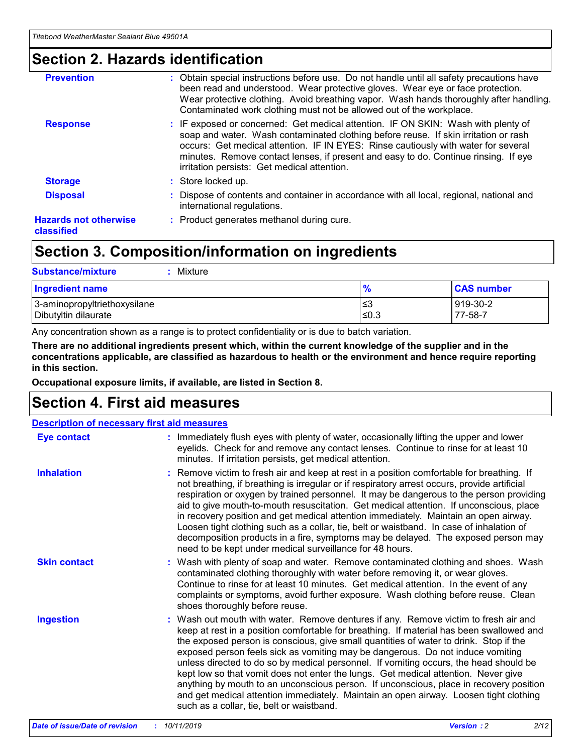## Section 2. Hazards identification

**Prevention** : Obtain special instructions before use. Do not handle until all safety precautions have been read and understood. Wear protective gloves. Wear eye or face protection. Wear protective clothing. Avoid breathing vapor. Wash hands thoroughly after handling. Contaminated work clothing must not be allowed out of the workplace.

**Response** : IF exposed or concerned: Get medical attention. IF ON SKIN: Wash with plenty of soap and water. Wash contaminated clothing before reuse. If skin irritation or rash occurs: Get medical attention. IF IN EYES: Rinse cautiously with water for several minutes. Remove contact lenses, if present and easy to do. Continue rinsing. If eye irritation persists: Get medical attention.

**Storage** : Store locked up.

**Disposal** : Dispose of contents and container in accordance with all local, regional, national and international regulations.

**Hazards not otherwise classified** : Product generates methanol during cure.

## Section 3. Composition/information on ingredients

**Substance/mixture** : Mixture

| Ingredient name | % | CAS number |
|---|---|---|
| 3-aminopropyltriethoxysilane | ≤3 | 919-30-2 |
| Dibutyltin dilaurate | ≤0.3 | 77-58-7 |

Any concentration shown as a range is to protect confidentiality or is due to batch variation.

**There are no additional ingredients present which, within the current knowledge of the supplier and in the concentrations applicable, are classified as hazardous to health or the environment and hence require reporting in this section.**

**Occupational exposure limits, if available, are listed in Section 8.**

## Section 4. First aid measures

**Description of necessary first aid measures**

**Eye contact** : Immediately flush eyes with plenty of water, occasionally lifting the upper and lower eyelids. Check for and remove any contact lenses. Continue to rinse for at least 10 minutes. If irritation persists, get medical attention.

**Inhalation** : Remove victim to fresh air and keep at rest in a position comfortable for breathing. If not breathing, if breathing is irregular or if respiratory arrest occurs, provide artificial respiration or oxygen by trained personnel. It may be dangerous to the person providing aid to give mouth-to-mouth resuscitation. Get medical attention. If unconscious, place in recovery position and get medical attention immediately. Maintain an open airway. Loosen tight clothing such as a collar, tie, belt or waistband. In case of inhalation of decomposition products in a fire, symptoms may be delayed. The exposed person may need to be kept under medical surveillance for 48 hours.

**Skin contact** : Wash with plenty of soap and water. Remove contaminated clothing and shoes. Wash contaminated clothing thoroughly with water before removing it, or wear gloves. Continue to rinse for at least 10 minutes. Get medical attention. In the event of any complaints or symptoms, avoid further exposure. Wash clothing before reuse. Clean shoes thoroughly before reuse.

**Ingestion** : Wash out mouth with water. Remove dentures if any. Remove victim to fresh air and keep at rest in a position comfortable for breathing. If material has been swallowed and the exposed person is conscious, give small quantities of water to drink. Stop if the exposed person feels sick as vomiting may be dangerous. Do not induce vomiting unless directed to do so by medical personnel. If vomiting occurs, the head should be kept low so that vomit does not enter the lungs. Get medical attention. Never give anything by mouth to an unconscious person. If unconscious, place in recovery position and get medical attention immediately. Maintain an open airway. Loosen tight clothing such as a collar, tie, belt or waistband.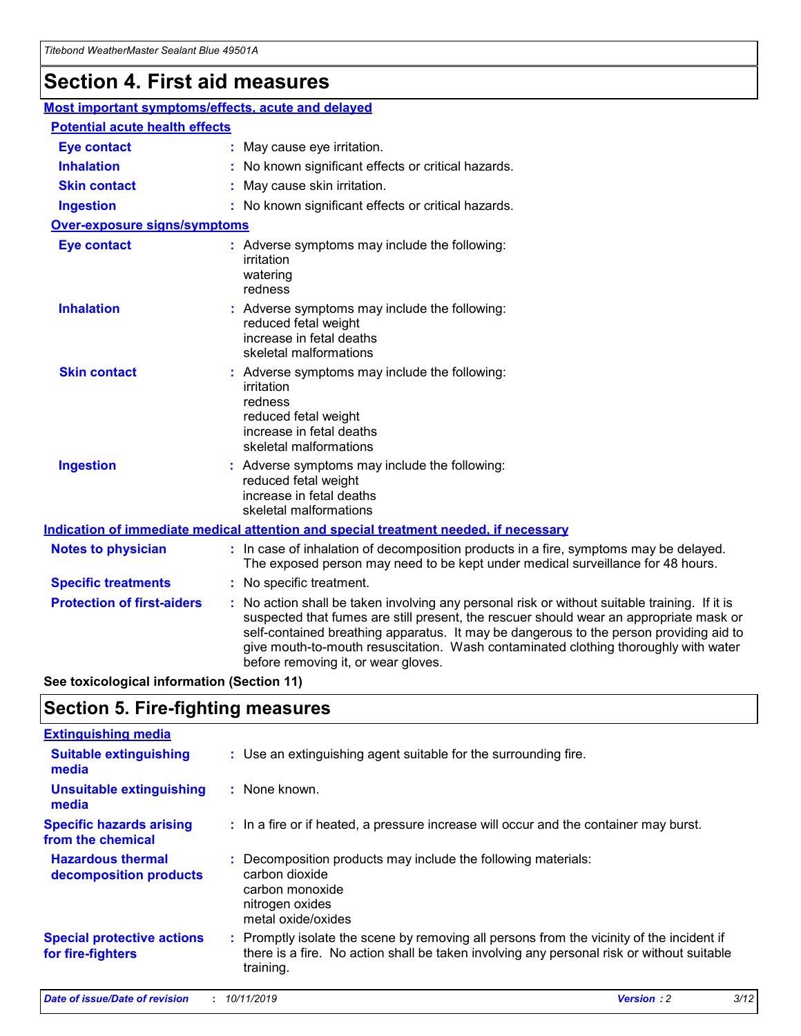# Section 4. First aid measures

## Most important symptoms/effects, acute and delayed

### Potential acute health effects

**Eye contact** : May cause eye irritation.

**Inhalation** : No known significant effects or critical hazards.

**Skin contact** : May cause skin irritation.

**Ingestion** : No known significant effects or critical hazards.

### Over-exposure signs/symptoms

**Eye contact** : Adverse symptoms may include the following:
irritation
watering
redness

**Inhalation** : Adverse symptoms may include the following:
reduced fetal weight
increase in fetal deaths
skeletal malformations

**Skin contact** : Adverse symptoms may include the following:
irritation
redness
reduced fetal weight
increase in fetal deaths
skeletal malformations

**Ingestion** : Adverse symptoms may include the following:
reduced fetal weight
increase in fetal deaths
skeletal malformations

## Indication of immediate medical attention and special treatment needed, if necessary

**Notes to physician** : In case of inhalation of decomposition products in a fire, symptoms may be delayed. The exposed person may need to be kept under medical surveillance for 48 hours.

**Specific treatments** : No specific treatment.

**Protection of first-aiders** : No action shall be taken involving any personal risk or without suitable training. If it is suspected that fumes are still present, the rescuer should wear an appropriate mask or self-contained breathing apparatus. It may be dangerous to the person providing aid to give mouth-to-mouth resuscitation. Wash contaminated clothing thoroughly with water before removing it, or wear gloves.

**See toxicological information (Section 11)**

# Section 5. Fire-fighting measures

## Extinguishing media

**Suitable extinguishing media** : Use an extinguishing agent suitable for the surrounding fire.

**Unsuitable extinguishing media** : None known.

**Specific hazards arising from the chemical** : In a fire or if heated, a pressure increase will occur and the container may burst.

**Hazardous thermal decomposition products** : Decomposition products may include the following materials:
carbon dioxide
carbon monoxide
nitrogen oxides
metal oxide/oxides

**Special protective actions for fire-fighters** : Promptly isolate the scene by removing all persons from the vicinity of the incident if there is a fire. No action shall be taken involving any personal risk or without suitable training.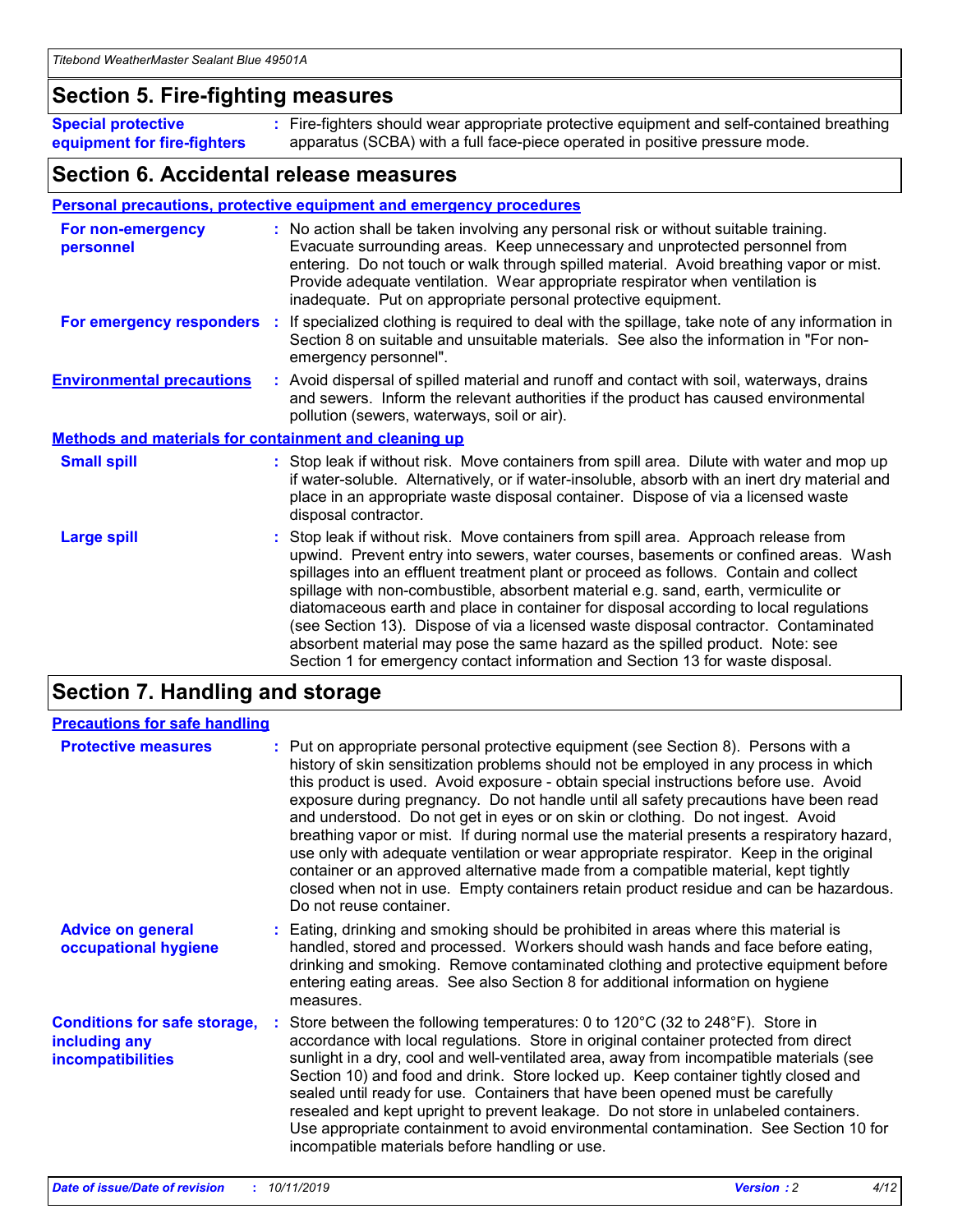## Section 5. Fire-fighting measures

**Special protective equipment for fire-fighters** : Fire-fighters should wear appropriate protective equipment and self-contained breathing apparatus (SCBA) with a full face-piece operated in positive pressure mode.

## Section 6. Accidental release measures

### Personal precautions, protective equipment and emergency procedures

**For non-emergency personnel** : No action shall be taken involving any personal risk or without suitable training. Evacuate surrounding areas. Keep unnecessary and unprotected personnel from entering. Do not touch or walk through spilled material. Avoid breathing vapor or mist. Provide adequate ventilation. Wear appropriate respirator when ventilation is inadequate. Put on appropriate personal protective equipment.

**For emergency responders** : If specialized clothing is required to deal with the spillage, take note of any information in Section 8 on suitable and unsuitable materials. See also the information in "For non-emergency personnel".

**Environmental precautions** : Avoid dispersal of spilled material and runoff and contact with soil, waterways, drains and sewers. Inform the relevant authorities if the product has caused environmental pollution (sewers, waterways, soil or air).

### Methods and materials for containment and cleaning up

**Small spill** : Stop leak if without risk. Move containers from spill area. Dilute with water and mop up if water-soluble. Alternatively, or if water-insoluble, absorb with an inert dry material and place in an appropriate waste disposal container. Dispose of via a licensed waste disposal contractor.

**Large spill** : Stop leak if without risk. Move containers from spill area. Approach release from upwind. Prevent entry into sewers, water courses, basements or confined areas. Wash spillages into an effluent treatment plant or proceed as follows. Contain and collect spillage with non-combustible, absorbent material e.g. sand, earth, vermiculite or diatomaceous earth and place in container for disposal according to local regulations (see Section 13). Dispose of via a licensed waste disposal contractor. Contaminated absorbent material may pose the same hazard as the spilled product. Note: see Section 1 for emergency contact information and Section 13 for waste disposal.

## Section 7. Handling and storage

### Precautions for safe handling

**Protective measures** : Put on appropriate personal protective equipment (see Section 8). Persons with a history of skin sensitization problems should not be employed in any process in which this product is used. Avoid exposure - obtain special instructions before use. Avoid exposure during pregnancy. Do not handle until all safety precautions have been read and understood. Do not get in eyes or on skin or clothing. Do not ingest. Avoid breathing vapor or mist. If during normal use the material presents a respiratory hazard, use only with adequate ventilation or wear appropriate respirator. Keep in the original container or an approved alternative made from a compatible material, kept tightly closed when not in use. Empty containers retain product residue and can be hazardous. Do not reuse container.

**Advice on general occupational hygiene** : Eating, drinking and smoking should be prohibited in areas where this material is handled, stored and processed. Workers should wash hands and face before eating, drinking and smoking. Remove contaminated clothing and protective equipment before entering eating areas. See also Section 8 for additional information on hygiene measures.

**Conditions for safe storage, including any incompatibilities** : Store between the following temperatures: 0 to 120°C (32 to 248°F). Store in accordance with local regulations. Store in original container protected from direct sunlight in a dry, cool and well-ventilated area, away from incompatible materials (see Section 10) and food and drink. Store locked up. Keep container tightly closed and sealed until ready for use. Containers that have been opened must be carefully resealed and kept upright to prevent leakage. Do not store in unlabeled containers. Use appropriate containment to avoid environmental contamination. See Section 10 for incompatible materials before handling or use.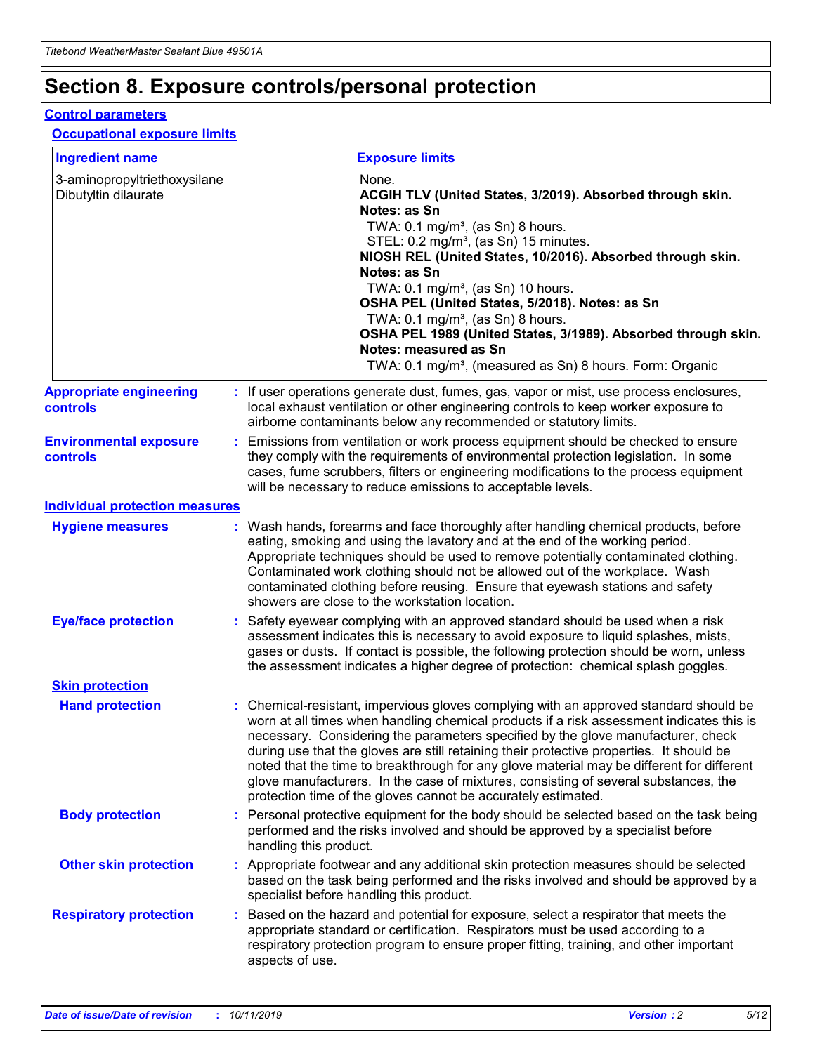# Section 8. Exposure controls/personal protection

## Control parameters

### Occupational exposure limits

| Ingredient name | Exposure limits |
|---|---|
| 3-aminopropyltriethoxysilane<br>Dibutyltin dilaurate | None.<br>**ACGIH TLV (United States, 3/2019). Absorbed through skin. Notes: as Sn**<br>TWA: 0.1 mg/m³, (as Sn) 8 hours.<br>STEL: 0.2 mg/m³, (as Sn) 15 minutes.<br>**NIOSH REL (United States, 10/2016). Absorbed through skin. Notes: as Sn**<br>TWA: 0.1 mg/m³, (as Sn) 10 hours.<br>**OSHA PEL (United States, 5/2018). Notes: as Sn**<br>TWA: 0.1 mg/m³, (as Sn) 8 hours.<br>**OSHA PEL 1989 (United States, 3/1989). Absorbed through skin. Notes: measured as Sn**<br>TWA: 0.1 mg/m³, (measured as Sn) 8 hours. Form: Organic |

**Appropriate engineering controls** : If user operations generate dust, fumes, gas, vapor or mist, use process enclosures, local exhaust ventilation or other engineering controls to keep worker exposure to airborne contaminants below any recommended or statutory limits.

**Environmental exposure controls** : Emissions from ventilation or work process equipment should be checked to ensure they comply with the requirements of environmental protection legislation. In some cases, fume scrubbers, filters or engineering modifications to the process equipment will be necessary to reduce emissions to acceptable levels.

## Individual protection measures

**Hygiene measures** : Wash hands, forearms and face thoroughly after handling chemical products, before eating, smoking and using the lavatory and at the end of the working period. Appropriate techniques should be used to remove potentially contaminated clothing. Contaminated work clothing should not be allowed out of the workplace. Wash contaminated clothing before reusing. Ensure that eyewash stations and safety showers are close to the workstation location.

**Eye/face protection** : Safety eyewear complying with an approved standard should be used when a risk assessment indicates this is necessary to avoid exposure to liquid splashes, mists, gases or dusts. If contact is possible, the following protection should be worn, unless the assessment indicates a higher degree of protection: chemical splash goggles.

### Skin protection

**Hand protection** : Chemical-resistant, impervious gloves complying with an approved standard should be worn at all times when handling chemical products if a risk assessment indicates this is necessary. Considering the parameters specified by the glove manufacturer, check during use that the gloves are still retaining their protective properties. It should be noted that the time to breakthrough for any glove material may be different for different glove manufacturers. In the case of mixtures, consisting of several substances, the protection time of the gloves cannot be accurately estimated.

**Body protection** : Personal protective equipment for the body should be selected based on the task being performed and the risks involved and should be approved by a specialist before handling this product.

**Other skin protection** : Appropriate footwear and any additional skin protection measures should be selected based on the task being performed and the risks involved and should be approved by a specialist before handling this product.

**Respiratory protection** : Based on the hazard and potential for exposure, select a respirator that meets the appropriate standard or certification. Respirators must be used according to a respiratory protection program to ensure proper fitting, training, and other important aspects of use.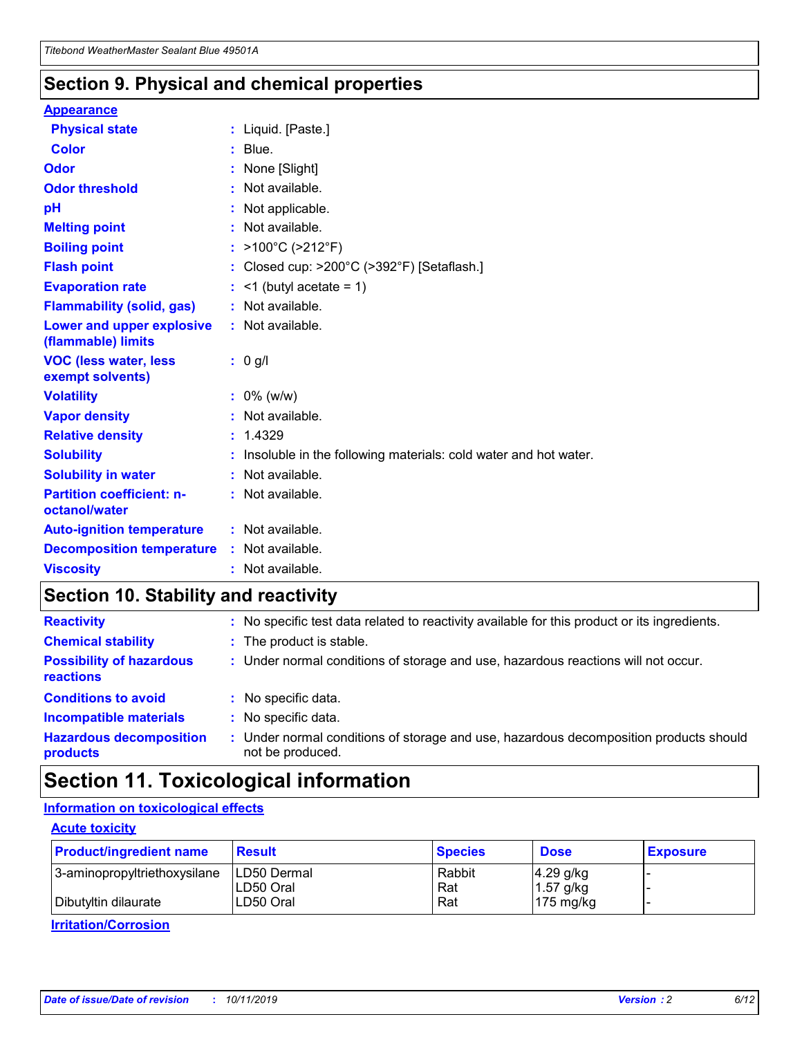## Section 9. Physical and chemical properties

### Appearance

| | | |
|---|---|---|
| **Physical state** | : | Liquid. [Paste.] |
| **Color** | : | Blue. |
| **Odor** | : | None [Slight] |
| **Odor threshold** | : | Not available. |
| **pH** | : | Not applicable. |
| **Melting point** | : | Not available. |
| **Boiling point** | : | >100°C (>212°F) |
| **Flash point** | : | Closed cup: >200°C (>392°F) [Setaflash.] |
| **Evaporation rate** | : | <1 (butyl acetate = 1) |
| **Flammability (solid, gas)** | : | Not available. |
| **Lower and upper explosive (flammable) limits** | : | Not available. |
| **VOC (less water, less exempt solvents)** | : | 0 g/l |
| **Volatility** | : | 0% (w/w) |
| **Vapor density** | : | Not available. |
| **Relative density** | : | 1.4329 |
| **Solubility** | : | Insoluble in the following materials: cold water and hot water. |
| **Solubility in water** | : | Not available. |
| **Partition coefficient: n-octanol/water** | : | Not available. |
| **Auto-ignition temperature** | : | Not available. |
| **Decomposition temperature** | : | Not available. |
| **Viscosity** | : | Not available. |

## Section 10. Stability and reactivity

| | | |
|---|---|---|
| **Reactivity** | : | No specific test data related to reactivity available for this product or its ingredients. |
| **Chemical stability** | : | The product is stable. |
| **Possibility of hazardous reactions** | : | Under normal conditions of storage and use, hazardous reactions will not occur. |
| **Conditions to avoid** | : | No specific data. |
| **Incompatible materials** | : | No specific data. |
| **Hazardous decomposition products** | : | Under normal conditions of storage and use, hazardous decomposition products should not be produced. |

## Section 11. Toxicological information

### Information on toxicological effects

#### Acute toxicity

| Product/ingredient name | Result | Species | Dose | Exposure |
|---|---|---|---|---|
| 3-aminopropyltriethoxysilane | LD50 Dermal | Rabbit | 4.29 g/kg | - |
| | LD50 Oral | Rat | 1.57 g/kg | - |
| Dibutyltin dilaurate | LD50 Oral | Rat | 175 mg/kg | - |

#### Irritation/Corrosion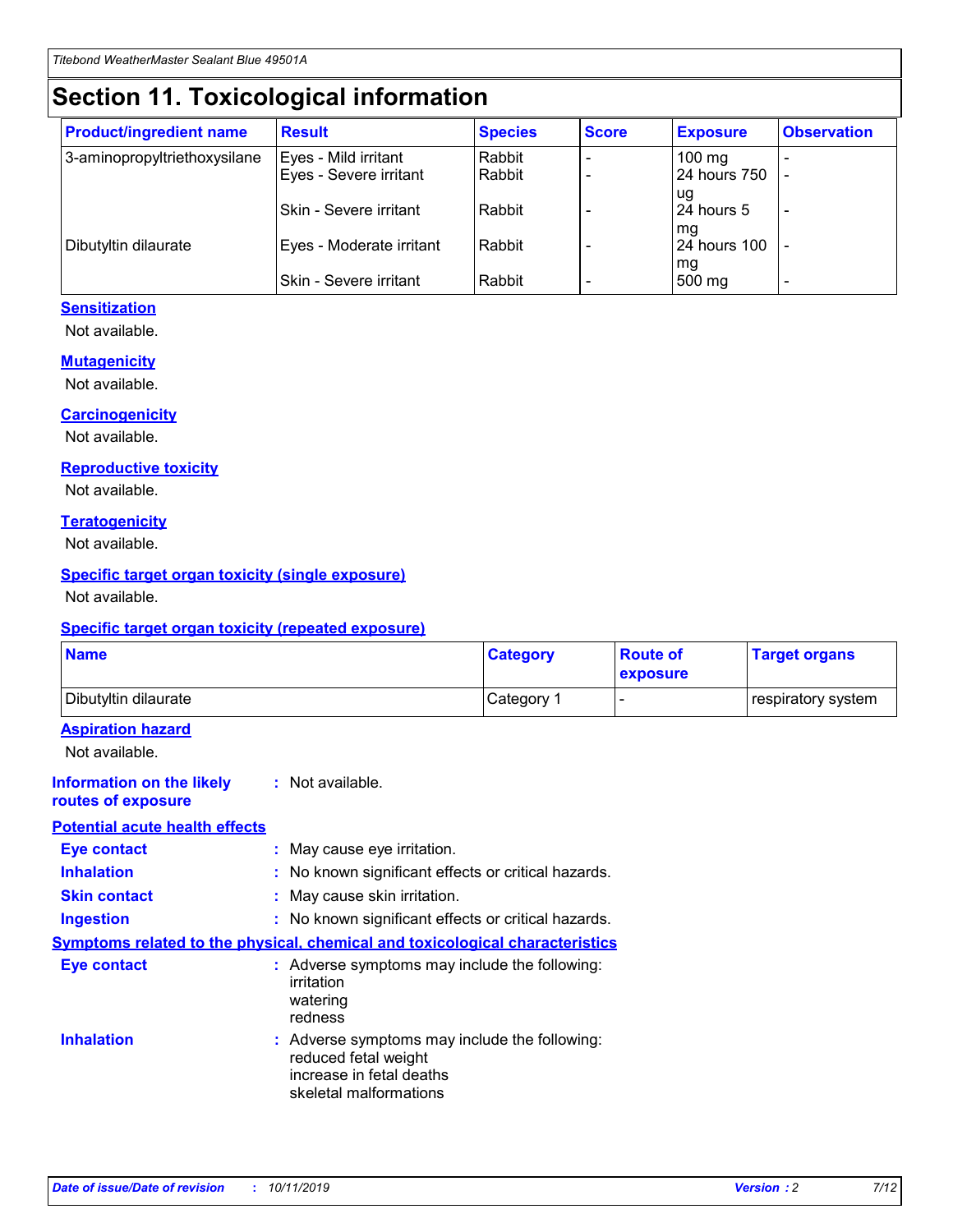# Section 11. Toxicological information

| Product/ingredient name | Result | Species | Score | Exposure | Observation |
|---|---|---|---|---|---|
| 3-aminopropyltriethoxysilane | Eyes - Mild irritant | Rabbit | - | 100 mg | - |
| | Eyes - Severe irritant | Rabbit | - | 24 hours 750 ug | - |
| | Skin - Severe irritant | Rabbit | - | 24 hours 5 mg | - |
| Dibutyltin dilaurate | Eyes - Moderate irritant | Rabbit | - | 24 hours 100 mg | - |
| | Skin - Severe irritant | Rabbit | - | 500 mg | - |

### Sensitization

Not available.

### Mutagenicity

Not available.

### Carcinogenicity

Not available.

### Reproductive toxicity

Not available.

### Teratogenicity

Not available.

### Specific target organ toxicity (single exposure)

Not available.

### Specific target organ toxicity (repeated exposure)

| Name | Category | Route of exposure | Target organs |
|---|---|---|---|
| Dibutyltin dilaurate | Category 1 | - | respiratory system |

### Aspiration hazard

Not available.

**Information on the likely routes of exposure** : Not available.

### Potential acute health effects

**Eye contact** : May cause eye irritation.

**Inhalation** : No known significant effects or critical hazards.

**Skin contact** : May cause skin irritation.

**Ingestion** : No known significant effects or critical hazards.

### Symptoms related to the physical, chemical and toxicological characteristics

**Eye contact** : Adverse symptoms may include the following:
irritation
watering
redness

**Inhalation** : Adverse symptoms may include the following:
reduced fetal weight
increase in fetal deaths
skeletal malformations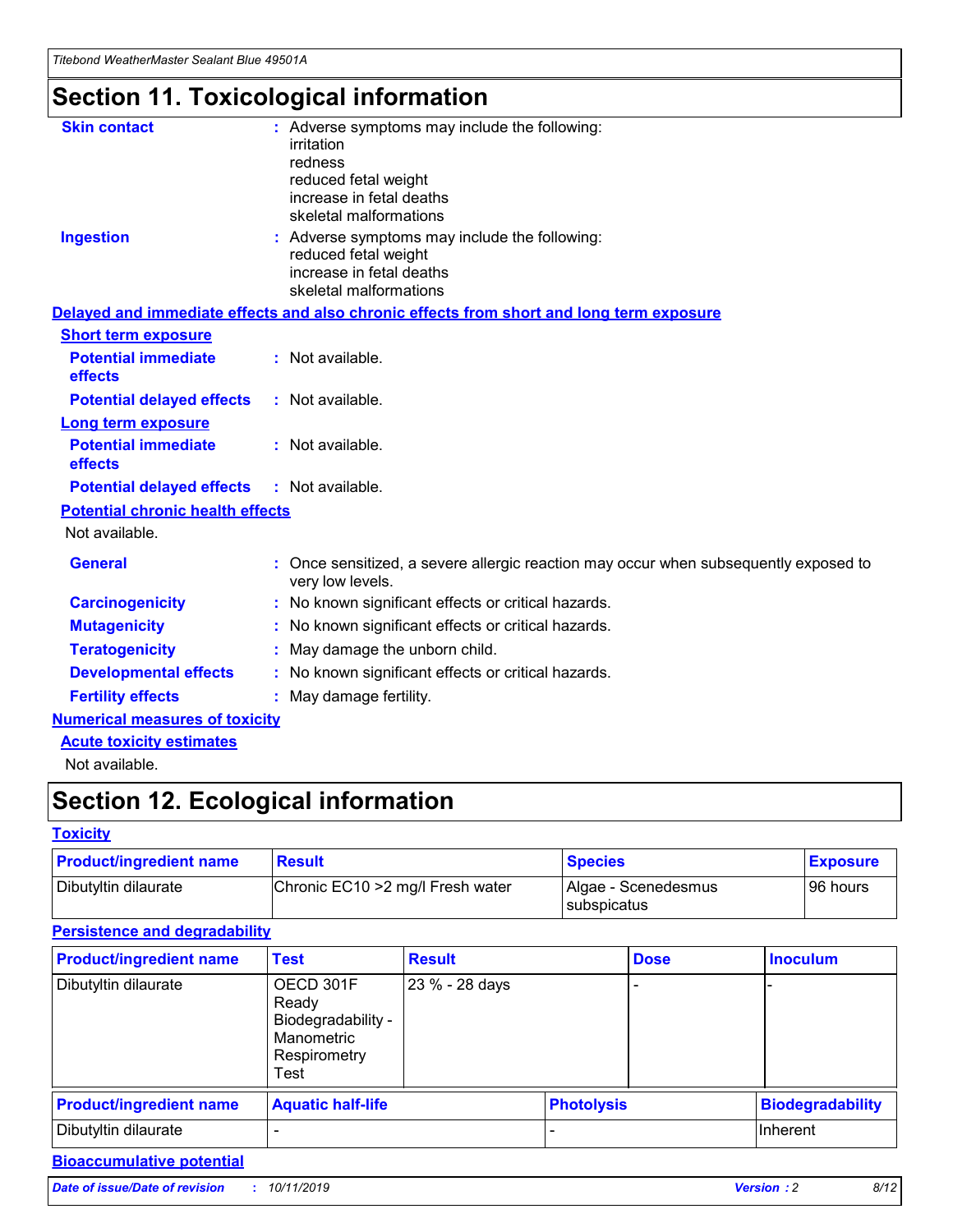# Section 11. Toxicological information

**Skin contact** : Adverse symptoms may include the following:
irritation
redness
reduced fetal weight
increase in fetal deaths
skeletal malformations

**Ingestion** : Adverse symptoms may include the following:
reduced fetal weight
increase in fetal deaths
skeletal malformations

**Delayed and immediate effects and also chronic effects from short and long term exposure**

**Short term exposure**

**Potential immediate effects** : Not available.

**Potential delayed effects** : Not available.

**Long term exposure**

**Potential immediate effects** : Not available.

**Potential delayed effects** : Not available.

**Potential chronic health effects**

Not available.

**General** : Once sensitized, a severe allergic reaction may occur when subsequently exposed to very low levels.

**Carcinogenicity** : No known significant effects or critical hazards.

**Mutagenicity** : No known significant effects or critical hazards.

**Teratogenicity** : May damage the unborn child.

**Developmental effects** : No known significant effects or critical hazards.

**Fertility effects** : May damage fertility.

**Numerical measures of toxicity**

**Acute toxicity estimates**

Not available.

# Section 12. Ecological information

**Toxicity**

| Product/ingredient name | Result | Species | Exposure |
|---|---|---|---|
| Dibutyltin dilaurate | Chronic EC10 >2 mg/l Fresh water | Algae - Scenedesmus subspicatus | 96 hours |

**Persistence and degradability**

| Product/ingredient name | Test | Result | Dose | Inoculum |
|---|---|---|---|---|
| Dibutyltin dilaurate | OECD 301F Ready Biodegradability - Manometric Respirometry Test | 23 % - 28 days | - | - |

| Product/ingredient name | Aquatic half-life | Photolysis | Biodegradability |
|---|---|---|---|
| Dibutyltin dilaurate | - | - | Inherent |

**Bioaccumulative potential**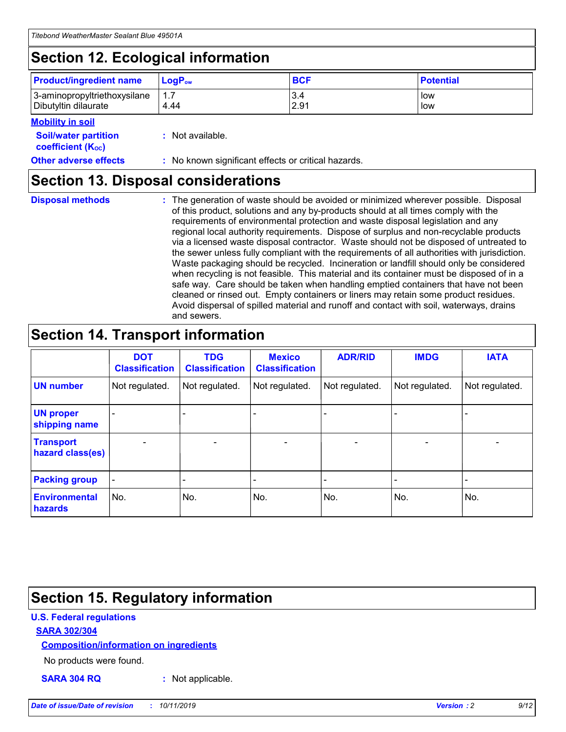## Section 12. Ecological information

| Product/ingredient name | $LogP_{ow}$ | BCF | Potential |
|---|---|---|---|
| 3-aminopropyltriethoxysilane | 1.7 | 3.4 | low |
| Dibutyltin dilaurate | 4.44 | 2.91 | low |

**Mobility in soil**

**Soil/water partition coefficient ($K_{OC}$)** : Not available.

**Other adverse effects** : No known significant effects or critical hazards.

## Section 13. Disposal considerations

**Disposal methods** : The generation of waste should be avoided or minimized wherever possible. Disposal of this product, solutions and any by-products should at all times comply with the requirements of environmental protection and waste disposal legislation and any regional local authority requirements. Dispose of surplus and non-recyclable products via a licensed waste disposal contractor. Waste should not be disposed of untreated to the sewer unless fully compliant with the requirements of all authorities with jurisdiction. Waste packaging should be recycled. Incineration or landfill should only be considered when recycling is not feasible. This material and its container must be disposed of in a safe way. Care should be taken when handling emptied containers that have not been cleaned or rinsed out. Empty containers or liners may retain some product residues. Avoid dispersal of spilled material and runoff and contact with soil, waterways, drains and sewers.

## Section 14. Transport information

| | DOT Classification | TDG Classification | Mexico Classification | ADR/RID | IMDG | IATA |
|---|---|---|---|---|---|---|
| UN number | Not regulated. | Not regulated. | Not regulated. | Not regulated. | Not regulated. | Not regulated. |
| UN proper shipping name | - | - | - | - | - | - |
| Transport hazard class(es) | - | - | - | - | - | - |
| Packing group | - | - | - | - | - | - |
| Environmental hazards | No. | No. | No. | No. | No. | No. |

## Section 15. Regulatory information

**U.S. Federal regulations**

**SARA 302/304**

**Composition/information on ingredients**

No products were found.

**SARA 304 RQ** : Not applicable.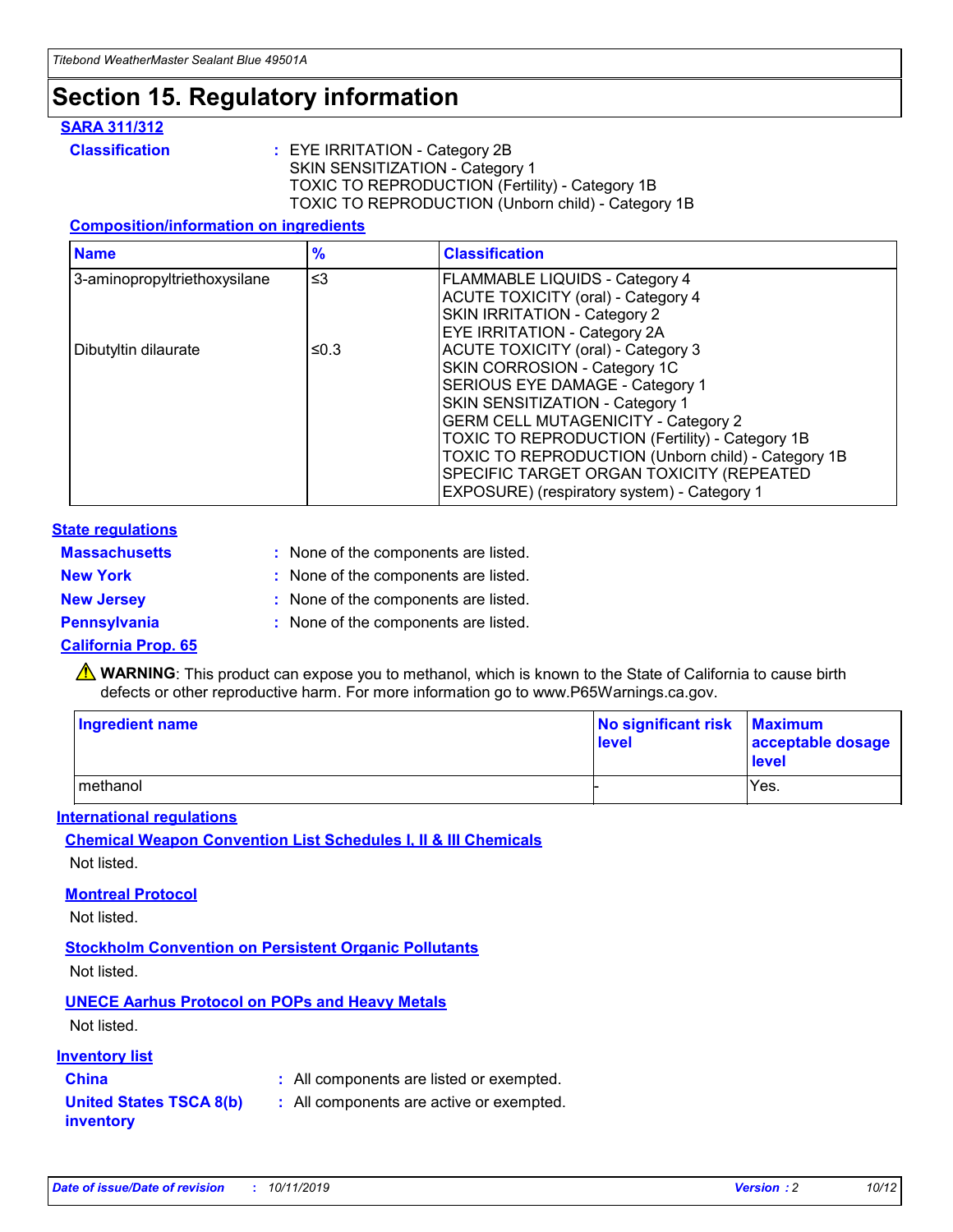# Section 15. Regulatory information

**SARA 311/312**

**Classification** : EYE IRRITATION - Category 2B
SKIN SENSITIZATION - Category 1
TOXIC TO REPRODUCTION (Fertility) - Category 1B
TOXIC TO REPRODUCTION (Unborn child) - Category 1B

**Composition/information on ingredients**

| Name | % | Classification |
| --- | --- | --- |
| 3-aminopropyltriethoxysilane | ≤3 | FLAMMABLE LIQUIDS - Category 4<br>ACUTE TOXICITY (oral) - Category 4<br>SKIN IRRITATION - Category 2<br>EYE IRRITATION - Category 2A |
| Dibutyltin dilaurate | ≤0.3 | ACUTE TOXICITY (oral) - Category 3<br>SKIN CORROSION - Category 1C<br>SERIOUS EYE DAMAGE - Category 1<br>SKIN SENSITIZATION - Category 1<br>GERM CELL MUTAGENICITY - Category 2<br>TOXIC TO REPRODUCTION (Fertility) - Category 1B<br>TOXIC TO REPRODUCTION (Unborn child) - Category 1B<br>SPECIFIC TARGET ORGAN TOXICITY (REPEATED EXPOSURE) (respiratory system) - Category 1 |

**State regulations**

**Massachusetts** : None of the components are listed.

**New York** : None of the components are listed.

**New Jersey** : None of the components are listed.

**Pennsylvania** : None of the components are listed.

**California Prop. 65**

⚠ **WARNING**: This product can expose you to methanol, which is known to the State of California to cause birth defects or other reproductive harm. For more information go to www.P65Warnings.ca.gov.

| Ingredient name | No significant risk level | Maximum acceptable dosage level |
| --- | --- | --- |
| methanol | - | Yes. |

**International regulations**

**Chemical Weapon Convention List Schedules I, II & III Chemicals**

Not listed.

**Montreal Protocol**

Not listed.

**Stockholm Convention on Persistent Organic Pollutants**

Not listed.

**UNECE Aarhus Protocol on POPs and Heavy Metals**

Not listed.

**Inventory list**

**China** : All components are listed or exempted.

**United States TSCA 8(b) inventory** : All components are active or exempted.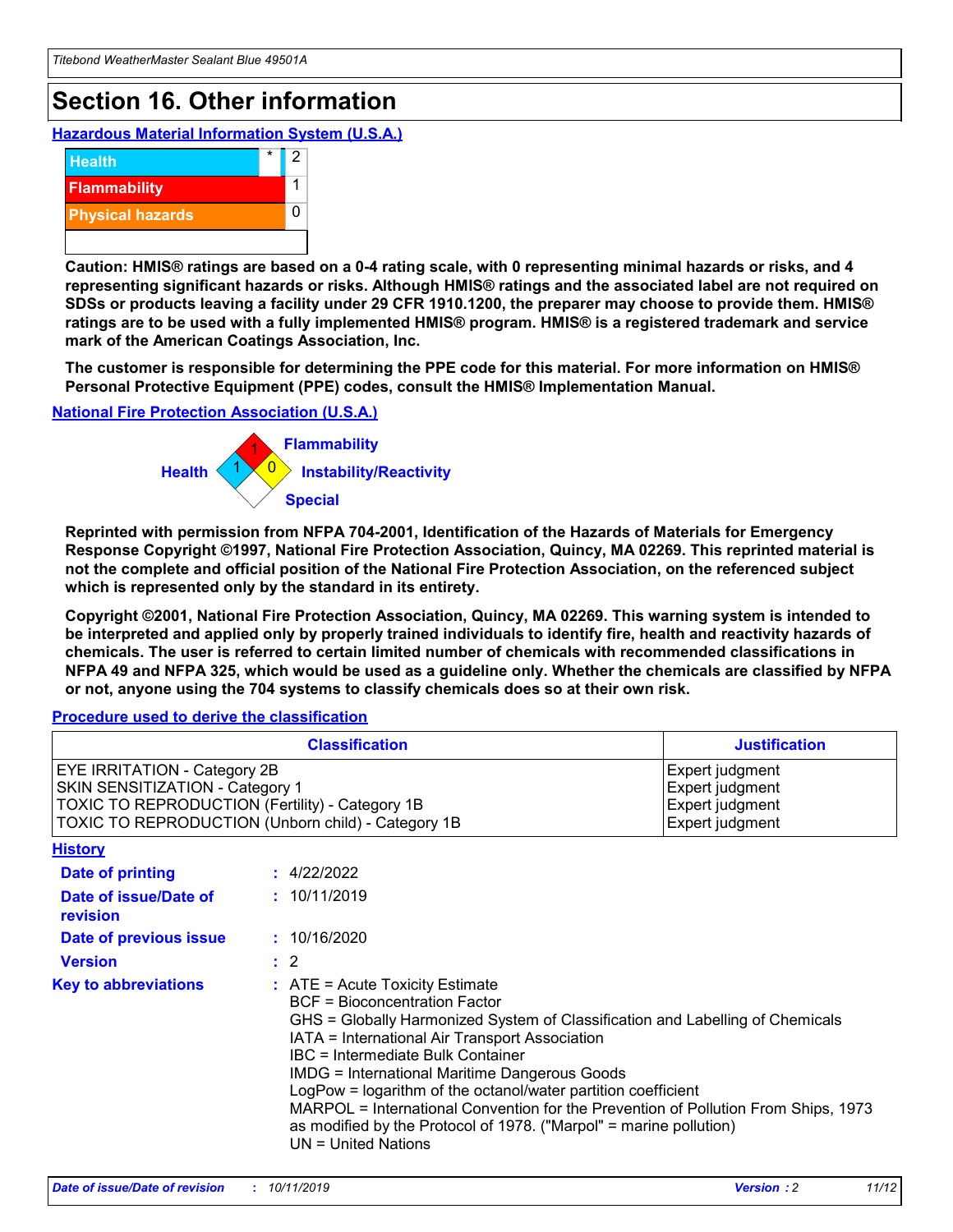# Section 16. Other information

## Hazardous Material Information System (U.S.A.)

| | | |
|---|---|---|
| Health | * | 2 |
| Flammability | | 1 |
| Physical hazards | | 0 |

**Caution: HMIS® ratings are based on a 0-4 rating scale, with 0 representing minimal hazards or risks, and 4 representing significant hazards or risks. Although HMIS® ratings and the associated label are not required on SDSs or products leaving a facility under 29 CFR 1910.1200, the preparer may choose to provide them. HMIS® ratings are to be used with a fully implemented HMIS® program. HMIS® is a registered trademark and service mark of the American Coatings Association, Inc.**

**The customer is responsible for determining the PPE code for this material. For more information on HMIS® Personal Protective Equipment (PPE) codes, consult the HMIS® Implementation Manual.**

## National Fire Protection Association (U.S.A.)

Health: 1
Flammability: 1
Instability/Reactivity: 0
Special:

**Reprinted with permission from NFPA 704-2001, Identification of the Hazards of Materials for Emergency Response Copyright ©1997, National Fire Protection Association, Quincy, MA 02269. This reprinted material is not the complete and official position of the National Fire Protection Association, on the referenced subject which is represented only by the standard in its entirety.**

**Copyright ©2001, National Fire Protection Association, Quincy, MA 02269. This warning system is intended to be interpreted and applied only by properly trained individuals to identify fire, health and reactivity hazards of chemicals. The user is referred to certain limited number of chemicals with recommended classifications in NFPA 49 and NFPA 325, which would be used as a guideline only. Whether the chemicals are classified by NFPA or not, anyone using the 704 systems to classify chemicals does so at their own risk.**

## Procedure used to derive the classification

| Classification | Justification |
|---|---|
| EYE IRRITATION - Category 2B | Expert judgment |
| SKIN SENSITIZATION - Category 1 | Expert judgment |
| TOXIC TO REPRODUCTION (Fertility) - Category 1B | Expert judgment |
| TOXIC TO REPRODUCTION (Unborn child) - Category 1B | Expert judgment |

## History

**Date of printing** : 4/22/2022

**Date of issue/Date of revision** : 10/11/2019

**Date of previous issue** : 10/16/2020

**Version** : 2

**Key to abbreviations** :
ATE = Acute Toxicity Estimate
BCF = Bioconcentration Factor
GHS = Globally Harmonized System of Classification and Labelling of Chemicals
IATA = International Air Transport Association
IBC = Intermediate Bulk Container
IMDG = International Maritime Dangerous Goods
LogPow = logarithm of the octanol/water partition coefficient
MARPOL = International Convention for the Prevention of Pollution From Ships, 1973 as modified by the Protocol of 1978. ("Marpol" = marine pollution)
UN = United Nations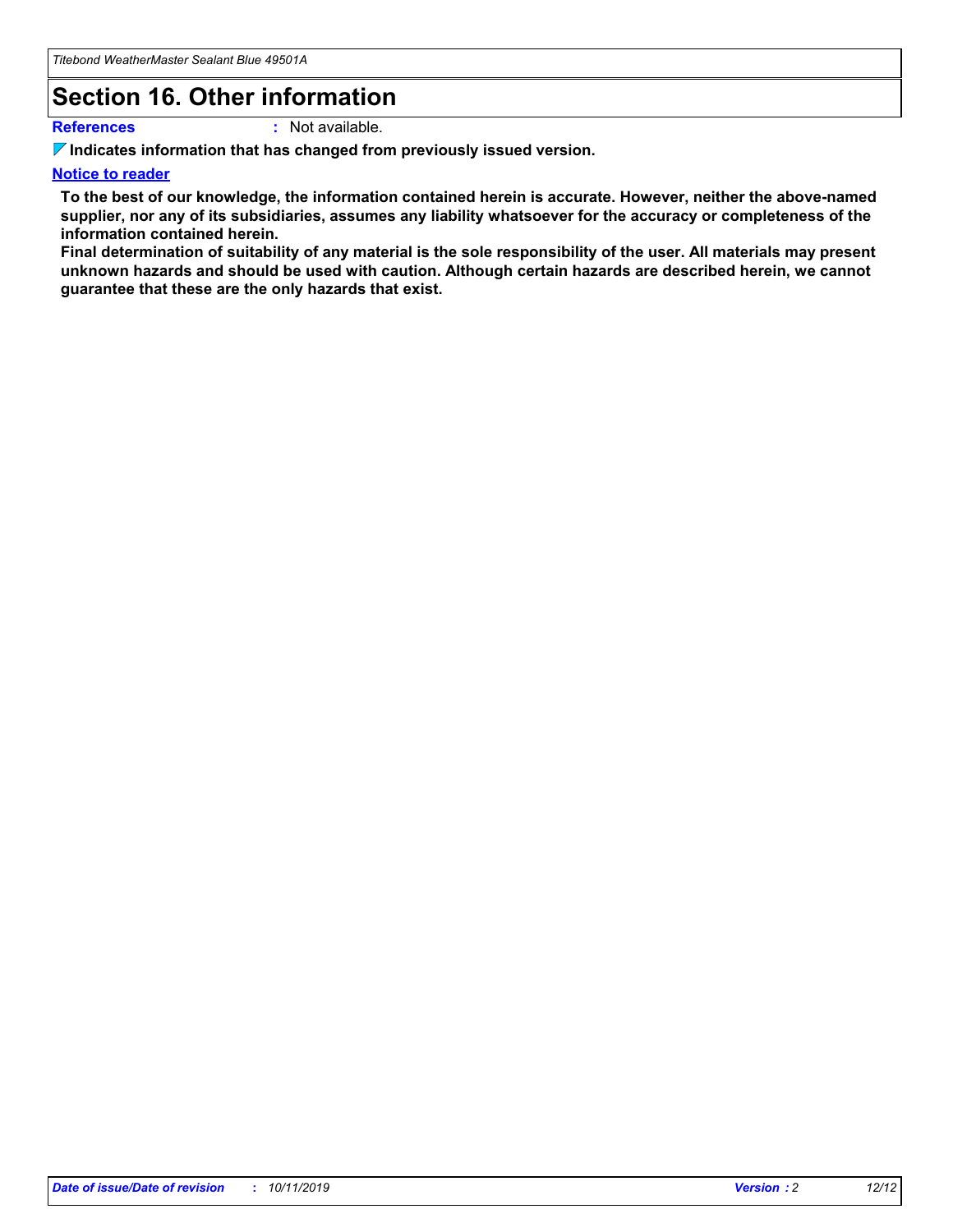# Section 16. Other information

**References** : Not available.

**Indicates information that has changed from previously issued version.**

**Notice to reader**

**To the best of our knowledge, the information contained herein is accurate. However, neither the above-named supplier, nor any of its subsidiaries, assumes any liability whatsoever for the accuracy or completeness of the information contained herein.**

**Final determination of suitability of any material is the sole responsibility of the user. All materials may present unknown hazards and should be used with caution. Although certain hazards are described herein, we cannot guarantee that these are the only hazards that exist.**